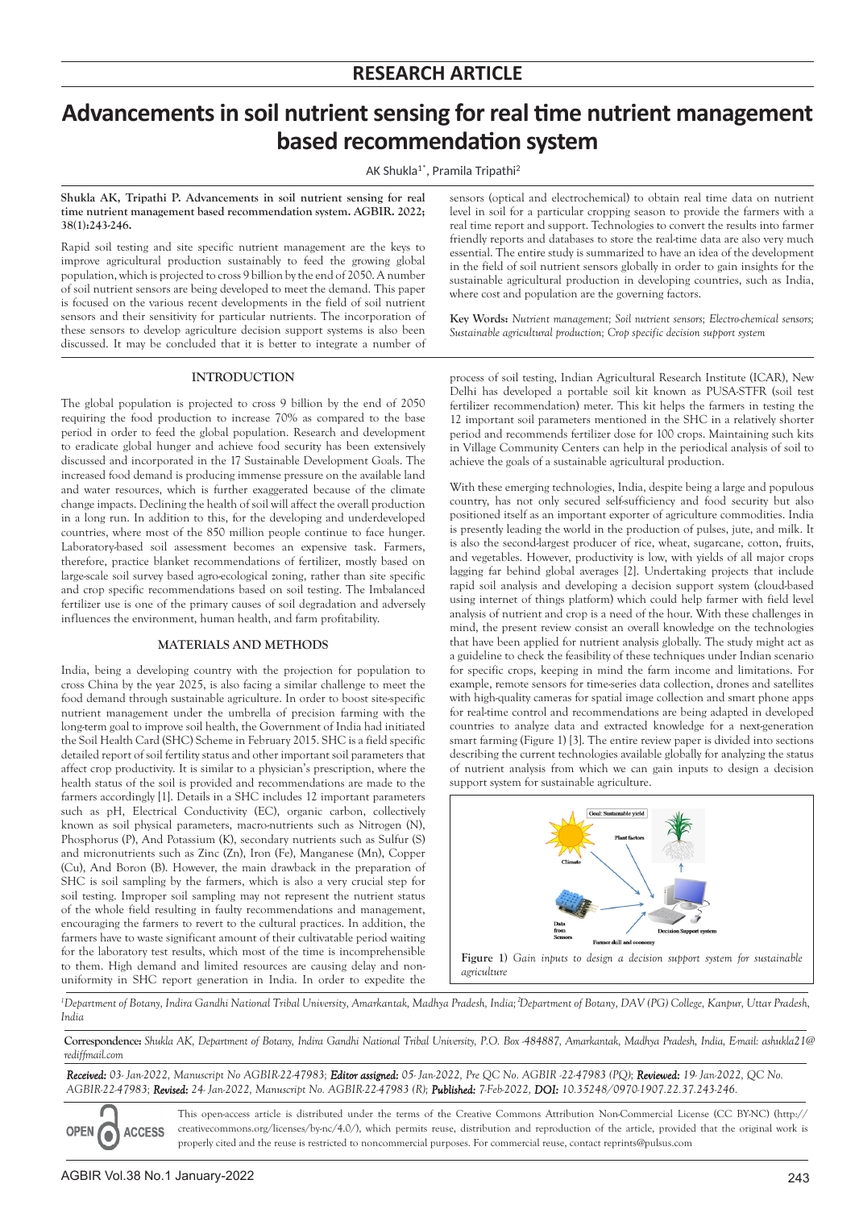## RESEARCH ARTICLE

# Advancements in soil nutrient sensing for real time nutrient management based recommendation system

AK Shukla[1*], Pramila Tripathi[2]

**Shukla AK, Tripathi P. Advancements in soil nutrient sensing for real time nutrient management based recommendation system. AGBIR. 2022; 38(1):243-246.**

Rapid soil testing and site specific nutrient management are the keys to improve agricultural production sustainably to feed the growing global population, which is projected to cross 9 billion by the end of 2050. A number of soil nutrient sensors are being developed to meet the demand. This paper is focused on the various recent developments in the field of soil nutrient sensors and their sensitivity for particular nutrients. The incorporation of these sensors to develop agriculture decision support systems is also been discussed. It may be concluded that it is better to integrate a number of sensors (optical and electrochemical) to obtain real time data on nutrient level in soil for a particular cropping season to provide the farmers with a real time report and support. Technologies to convert the results into farmer friendly reports and databases to store the real-time data are also very much essential. The entire study is summarized to have an idea of the development in the field of soil nutrient sensors globally in order to gain insights for the sustainable agricultural production in developing countries, such as India, where cost and population are the governing factors.

**Key Words:** *Nutrient management; Soil nutrient sensors; Electro-chemical sensors; Sustainable agricultural production; Crop specific decision support system*

## INTRODUCTION

The global population is projected to cross 9 billion by the end of 2050 requiring the food production to increase 70% as compared to the base period in order to feed the global population. Research and development to eradicate global hunger and achieve food security has been extensively discussed and incorporated in the 17 Sustainable Development Goals. The increased food demand is producing immense pressure on the available land and water resources, which is further exaggerated because of the climate change impacts. Declining the health of soil will affect the overall production in a long run. In addition to this, for the developing and underdeveloped countries, where most of the 850 million people continue to face hunger. Laboratory-based soil assessment becomes an expensive task. Farmers, therefore, practice blanket recommendations of fertilizer, mostly based on large-scale soil survey based agro-ecological zoning, rather than site specific and crop specific recommendations based on soil testing. The Imbalanced fertilizer use is one of the primary causes of soil degradation and adversely influences the environment, human health, and farm profitability.

## MATERIALS AND METHODS

India, being a developing country with the projection for population to cross China by the year 2025, is also facing a similar challenge to meet the food demand through sustainable agriculture. In order to boost site-specific nutrient management under the umbrella of precision farming with the long-term goal to improve soil health, the Government of India had initiated the Soil Health Card (SHC) Scheme in February 2015. SHC is a field specific detailed report of soil fertility status and other important soil parameters that affect crop productivity. It is similar to a physician's prescription, where the health status of the soil is provided and recommendations are made to the farmers accordingly [1]. Details in a SHC includes 12 important parameters such as pH, Electrical Conductivity (EC), organic carbon, collectively known as soil physical parameters, macro-nutrients such as Nitrogen (N), Phosphorus (P), And Potassium (K), secondary nutrients such as Sulfur (S) and micronutrients such as Zinc (Zn), Iron (Fe), Manganese (Mn), Copper (Cu), And Boron (B). However, the main drawback in the preparation of SHC is soil sampling by the farmers, which is also a very crucial step for soil testing. Improper soil sampling may not represent the nutrient status of the whole field resulting in faulty recommendations and management, encouraging the farmers to revert to the cultural practices. In addition, the farmers have to waste significant amount of their cultivatable period waiting for the laboratory test results, which most of the time is incomprehensible to them. High demand and limited resources are causing delay and non-uniformity in SHC report generation in India. In order to expedite the process of soil testing, Indian Agricultural Research Institute (ICAR), New Delhi has developed a portable soil kit known as PUSA-STFR (soil test fertilizer recommendation) meter. This kit helps the farmers in testing the 12 important soil parameters mentioned in the SHC in a relatively shorter period and recommends fertilizer dose for 100 crops. Maintaining such kits in Village Community Centers can help in the periodical analysis of soil to achieve the goals of a sustainable agricultural production.

With these emerging technologies, India, despite being a large and populous country, has not only secured self-sufficiency and food security but also positioned itself as an important exporter of agriculture commodities. India is presently leading the world in the production of pulses, jute, and milk. It is also the second-largest producer of rice, wheat, sugarcane, cotton, fruits, and vegetables. However, productivity is low, with yields of all major crops lagging far behind global averages [2]. Undertaking projects that include rapid soil analysis and developing a decision support system (cloud-based using internet of things platform) which could help farmer with field level analysis of nutrient and crop is a need of the hour. With these challenges in mind, the present review consist an overall knowledge on the technologies that have been applied for nutrient analysis globally. The study might act as a guideline to check the feasibility of these techniques under Indian scenario for specific crops, keeping in mind the farm income and limitations. For example, remote sensors for time-series data collection, drones and satellites with high-quality cameras for spatial image collection and smart phone apps for real-time control and recommendations are being adapted in developed countries to analyze data and extracted knowledge for a next-generation smart farming (Figure 1) [3]. The entire review paper is divided into sections describing the current technologies available globally for analyzing the status of nutrient analysis from which we can gain inputs to design a decision support system for sustainable agriculture.

**Figure 1)** *Gain inputs to design a decision support system for sustainable agriculture*

[1]*Department of Botany, Indira Gandhi National Tribal University, Amarkantak, Madhya Pradesh, India;* [2]*Department of Botany, DAV (PG) College, Kanpur, Uttar Pradesh, India*

**Correspondence:** *Shukla AK, Department of Botany, Indira Gandhi National Tribal University, P.O. Box -484887, Amarkantak, Madhya Pradesh, India, E-mail: ashukla21@rediffmail.com*

***Received:*** *03- Jan-2022, Manuscript No AGBIR-22-47983;* ***Editor assigned:*** *05- Jan-2022, Pre QC No. AGBIR -22-47983 (PQ);* ***Reviewed:*** *19- Jan-2022, QC No. AGBIR-22-47983;* ***Revised:*** *24- Jan-2022, Manuscript No. AGBIR-22-47983 (R);* ***Published:*** *7-Feb-2022,* ***DOI:*** *10.35248/0970-1907.22.37.243-246.*

This open-access article is distributed under the terms of the Creative Commons Attribution Non-Commercial License (CC BY-NC) (http://creativecommons.org/licenses/by-nc/4.0/), which permits reuse, distribution and reproduction of the article, provided that the original work is properly cited and the reuse is restricted to noncommercial purposes. For commercial reuse, contact reprints@pulsus.com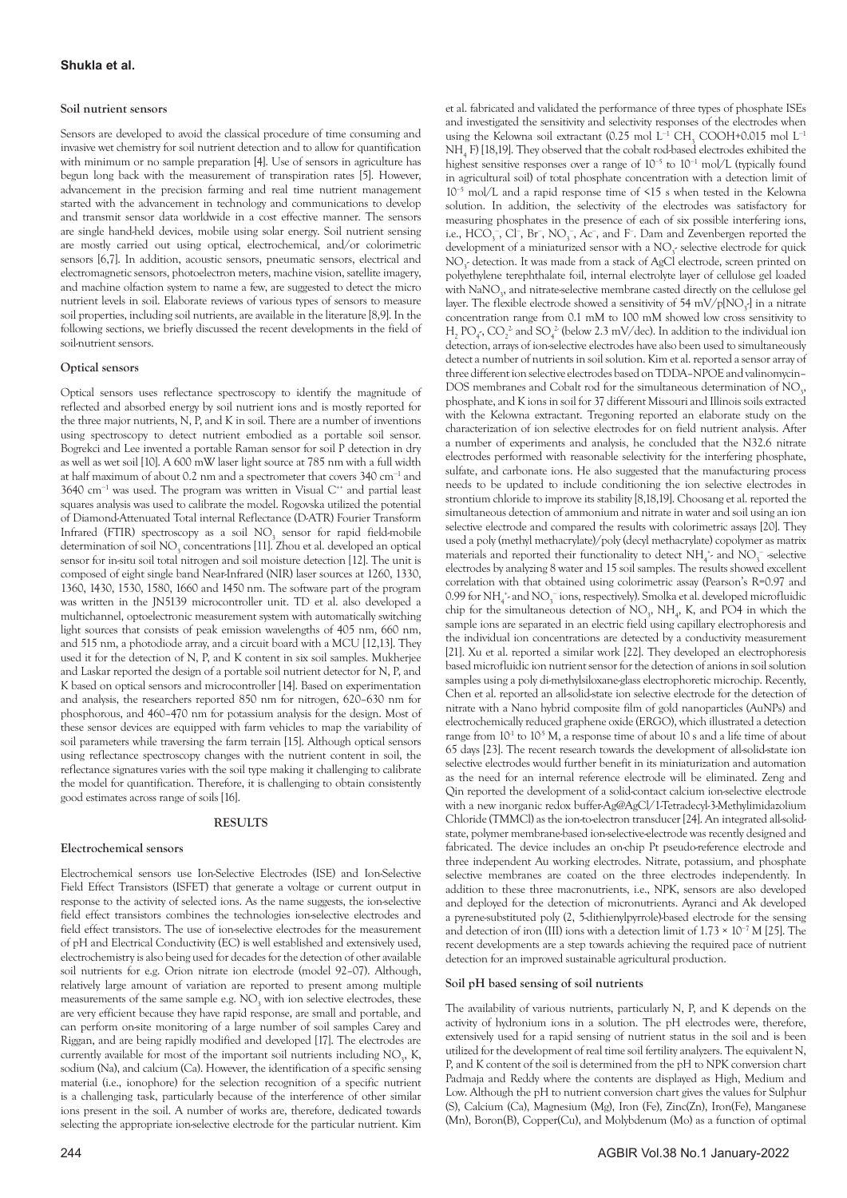### Soil nutrient sensors

Sensors are developed to avoid the classical procedure of time consuming and invasive wet chemistry for soil nutrient detection and to allow for quantification with minimum or no sample preparation [4]. Use of sensors in agriculture has begun long back with the measurement of transpiration rates [5]. However, advancement in the precision farming and real time nutrient management started with the advancement in technology and communications to develop and transmit sensor data worldwide in a cost effective manner. The sensors are single hand-held devices, mobile using solar energy. Soil nutrient sensing are mostly carried out using optical, electrochemical, and/or colorimetric sensors [6,7]. In addition, acoustic sensors, pneumatic sensors, electrical and electromagnetic sensors, photoelectron meters, machine vision, satellite imagery, and machine olfaction system to name a few, are suggested to detect the micro nutrient levels in soil. Elaborate reviews of various types of sensors to measure soil properties, including soil nutrients, are available in the literature [8,9]. In the following sections, we briefly discussed the recent developments in the field of soil-nutrient sensors.

### Optical sensors

Optical sensors uses reflectance spectroscopy to identify the magnitude of reflected and absorbed energy by soil nutrient ions and is mostly reported for the three major nutrients, N, P, and K in soil. There are a number of inventions using spectroscopy to detect nutrient embodied as a portable soil sensor. Bogrekci and Lee invented a portable Raman sensor for soil P detection in dry as well as wet soil [10]. A 600 mW laser light source at 785 nm with a full width at half maximum of about 0.2 nm and a spectrometer that covers 340 cm$^{-1}$ and 3640 cm$^{-1}$ was used. The program was written in Visual C$^{++}$ and partial least squares analysis was used to calibrate the model. Rogovska utilized the potential of Diamond-Attenuated Total internal Reflectance (D-ATR) Fourier Transform Infrared (FTIR) spectroscopy as a soil $NO_3$ sensor for rapid field-mobile determination of soil $NO_3$ concentrations [11]. Zhou et al. developed an optical sensor for in-situ soil total nitrogen and soil moisture detection [12]. The unit is composed of eight single band Near-Infrared (NIR) laser sources at 1260, 1330, 1360, 1430, 1530, 1580, 1660 and 1450 nm. The software part of the program was written in the JN5139 microcontroller unit. TD et al. also developed a multichannel, optoelectronic measurement system with automatically switching light sources that consists of peak emission wavelengths of 405 nm, 660 nm, and 515 nm, a photodiode array, and a circuit board with a MCU [12,13]. They used it for the detection of N, P, and K content in six soil samples. Mukherjee and Laskar reported the design of a portable soil nutrient detector for N, P, and K based on optical sensors and microcontroller [14]. Based on experimentation and analysis, the researchers reported 850 nm for nitrogen, 620–630 nm for phosphorous, and 460–470 nm for potassium analysis for the design. Most of these sensor devices are equipped with farm vehicles to map the variability of soil parameters while traversing the farm terrain [15]. Although optical sensors using reflectance spectroscopy changes with the nutrient content in soil, the reflectance signatures varies with the soil type making it challenging to calibrate the model for quantification. Therefore, it is challenging to obtain consistently good estimates across range of soils [16].

## RESULTS

### Electrochemical sensors

Electrochemical sensors use Ion-Selective Electrodes (ISE) and Ion-Selective Field Effect Transistors (ISFET) that generate a voltage or current output in response to the activity of selected ions. As the name suggests, the ion-selective field effect transistors combines the technologies ion-selective electrodes and field effect transistors. The use of ion-selective electrodes for the measurement of pH and Electrical Conductivity (EC) is well established and extensively used, electrochemistry is also being used for decades for the detection of other available soil nutrients for e.g. Orion nitrate ion electrode (model 92–07). Although, relatively large amount of variation are reported to present among multiple measurements of the same sample e.g. $NO_3$ with ion selective electrodes, these are very efficient because they have rapid response, are small and portable, and can perform on-site monitoring of a large number of soil samples Carey and Riggan, and are being rapidly modified and developed [17]. The electrodes are currently available for most of the important soil nutrients including $NO_3$, K, sodium (Na), and calcium (Ca). However, the identification of a specific sensing material (i.e., ionophore) for the selection recognition of a specific nutrient is a challenging task, particularly because of the interference of other similar ions present in the soil. A number of works are, therefore, dedicated towards selecting the appropriate ion-selective electrode for the particular nutrient. Kim et al. fabricated and validated the performance of three types of phosphate ISEs and investigated the sensitivity and selectivity responses of the electrodes when using the Kelowna soil extractant (0.25 mol L$^{-1}$ $CH_3$ COOH+0.015 mol L$^{-1}$ $NH_4$ F) [18,19]. They observed that the cobalt rod-based electrodes exhibited the highest sensitive responses over a range of $10^{-5}$ to $10^{-1}$ mol/L (typically found in agricultural soil) of total phosphate concentration with a detection limit of $10^{-5}$ mol/L and a rapid response time of <15 s when tested in the Kelowna solution. In addition, the selectivity of the electrodes was satisfactory for measuring phosphates in the presence of each of six possible interfering ions, i.e., $HCO_3^-$, $Cl^-$, $Br^-$, $NO_3^-$, $Ac^-$, and $F^-$. Dam and Zevenbergen reported the development of a miniaturized sensor with a $NO_3$- selective electrode for quick $NO_3$- detection. It was made from a stack of AgCl electrode, screen printed on polyethylene terephthalate foil, internal electrolyte layer of cellulose gel loaded with $NaNO_3$, and nitrate-selective membrane casted directly on the cellulose gel layer. The flexible electrode showed a sensitivity of 54 mV/p[$NO_3$-] in a nitrate concentration range from 0.1 mM to 100 mM showed low cross sensitivity to $H_2PO_4^-$, $CO_3^{2-}$ and $SO_4^{2-}$ (below 2.3 mV/dec). In addition to the individual ion detection, arrays of ion-selective electrodes have also been used to simultaneously detect a number of nutrients in soil solution. Kim et al. reported a sensor array of three different ion selective electrodes based on TDDA–NPOE and valinomycin–DOS membranes and Cobalt rod for the simultaneous determination of $NO_3$, phosphate, and K ions in soil for 37 different Missouri and Illinois soils extracted with the Kelowna extractant. Tregoning reported an elaborate study on the characterization of ion selective electrodes for on field nutrient analysis. After a number of experiments and analysis, he concluded that the N32.6 nitrate electrodes performed with reasonable selectivity for the interfering phosphate, sulfate, and carbonate ions. He also suggested that the manufacturing process needs to be updated to include conditioning the ion selective electrodes in strontium chloride to improve its stability [8,18,19]. Choosang et al. reported the simultaneous detection of ammonium and nitrate in water and soil using an ion selective electrode and compared the results with colorimetric assays [20]. They used a poly (methyl methacrylate)/poly (decyl methacrylate) copolymer as matrix materials and reported their functionality to detect $NH_4^+$- and $NO_3^-$ -selective electrodes by analyzing 8 water and 15 soil samples. The results showed excellent correlation with that obtained using colorimetric assay (Pearson's R=0.97 and 0.99 for $NH_4^+$- and $NO_3^-$ ions, respectively). Smolka et al. developed microfluidic chip for the simultaneous detection of $NO_3$, $NH_4$, K, and PO4 in which the sample ions are separated in an electric field using capillary electrophoresis and the individual ion concentrations are detected by a conductivity measurement [21]. Xu et al. reported a similar work [22]. They developed an electrophoresis based microfluidic ion nutrient sensor for the detection of anions in soil solution samples using a poly di-methylsiloxane-glass electrophoretic microchip. Recently, Chen et al. reported an all-solid-state ion selective electrode for the detection of nitrate with a Nano hybrid composite film of gold nanoparticles (AuNPs) and electrochemically reduced graphene oxide (ERGO), which illustrated a detection range from $10^1$ to $10^5$ M, a response time of about 10 s and a life time of about 65 days [23]. The recent research towards the development of all-solid-state ion selective electrodes would further benefit in its miniaturization and automation as the need for an internal reference electrode will be eliminated. Zeng and Qin reported the development of a solid-contact calcium ion-selective electrode with a new inorganic redox buffer-Ag@AgCl/1-Tetradecyl-3-Methylimidazolium Chloride (TMMCl) as the ion-to-electron transducer [24]. An integrated all-solid-state, polymer membrane-based ion-selective-electrode was recently designed and fabricated. The device includes an on-chip Pt pseudo-reference electrode and three independent Au working electrodes. Nitrate, potassium, and phosphate selective membranes are coated on the three electrodes independently. In addition to these three macronutrients, i.e., NPK, sensors are also developed and deployed for the detection of micronutrients. Ayranci and Ak developed a pyrene-substituted poly (2, 5-dithienylpyrrole)-based electrode for the sensing and detection of iron (III) ions with a detection limit of $1.73 \times 10^{-7}$ M [25]. The recent developments are a step towards achieving the required pace of nutrient detection for an improved sustainable agricultural production.

### Soil pH based sensing of soil nutrients

The availability of various nutrients, particularly N, P, and K depends on the activity of hydronium ions in a solution. The pH electrodes were, therefore, extensively used for a rapid sensing of nutrient status in the soil and is been utilized for the development of real time soil fertility analyzers. The equivalent N, P, and K content of the soil is determined from the pH to NPK conversion chart Padmaja and Reddy where the contents are displayed as High, Medium and Low. Although the pH to nutrient conversion chart gives the values for Sulphur (S), Calcium (Ca), Magnesium (Mg), Iron (Fe), Zinc(Zn), Iron(Fe), Manganese (Mn), Boron(B), Copper(Cu), and Molybdenum (Mo) as a function of optimal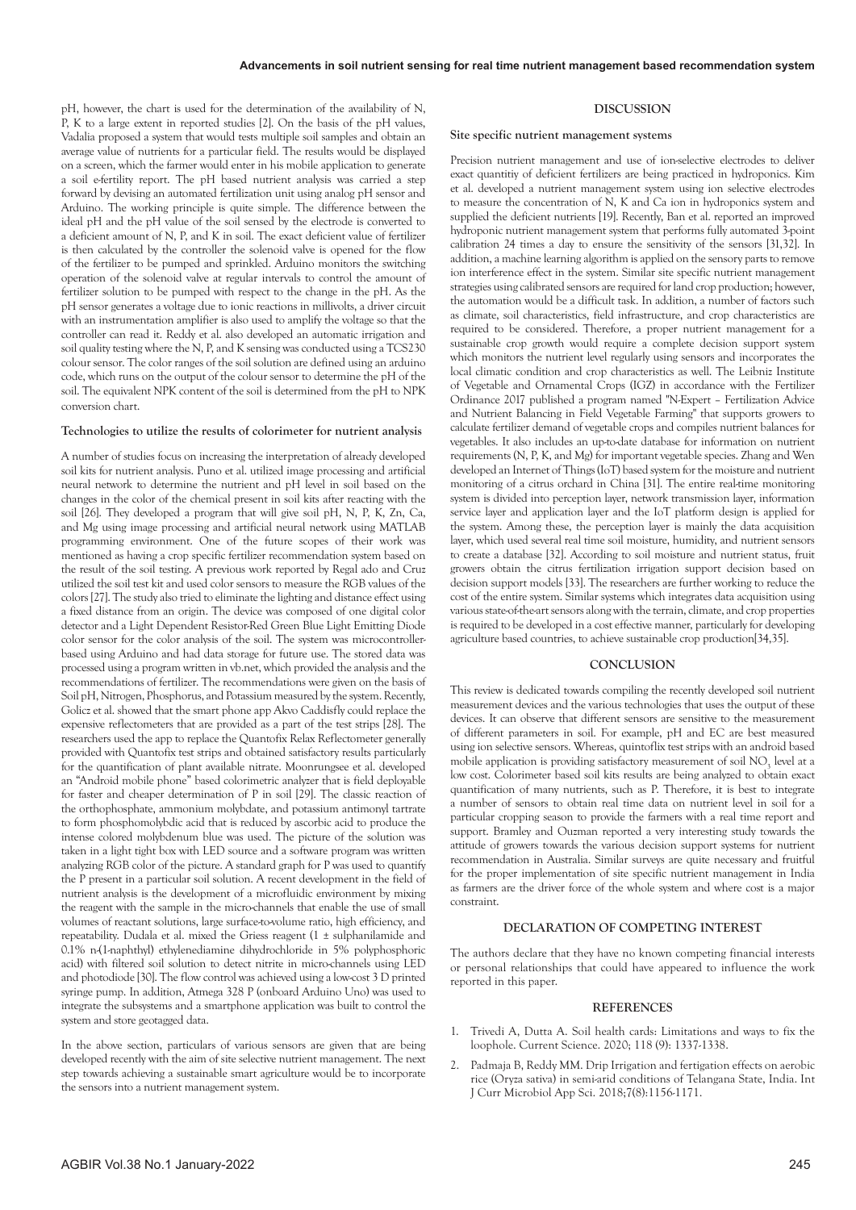pH, however, the chart is used for the determination of the availability of N, P, K to a large extent in reported studies [2]. On the basis of the pH values, Vadalia proposed a system that would tests multiple soil samples and obtain an average value of nutrients for a particular field. The results would be displayed on a screen, which the farmer would enter in his mobile application to generate a soil e-fertility report. The pH based nutrient analysis was carried a step forward by devising an automated fertilization unit using analog pH sensor and Arduino. The working principle is quite simple. The difference between the ideal pH and the pH value of the soil sensed by the electrode is converted to a deficient amount of N, P, and K in soil. The exact deficient value of fertilizer is then calculated by the controller the solenoid valve is opened for the flow of the fertilizer to be pumped and sprinkled. Arduino monitors the switching operation of the solenoid valve at regular intervals to control the amount of fertilizer solution to be pumped with respect to the change in the pH. As the pH sensor generates a voltage due to ionic reactions in millivolts, a driver circuit with an instrumentation amplifier is also used to amplify the voltage so that the controller can read it. Reddy et al. also developed an automatic irrigation and soil quality testing where the N, P, and K sensing was conducted using a TCS230 colour sensor. The color ranges of the soil solution are defined using an arduino code, which runs on the output of the colour sensor to determine the pH of the soil. The equivalent NPK content of the soil is determined from the pH to NPK conversion chart.

### Technologies to utilize the results of colorimeter for nutrient analysis

A number of studies focus on increasing the interpretation of already developed soil kits for nutrient analysis. Puno et al. utilized image processing and artificial neural network to determine the nutrient and pH level in soil based on the changes in the color of the chemical present in soil kits after reacting with the soil [26]. They developed a program that will give soil pH, N, P, K, Zn, Ca, and Mg using image processing and artificial neural network using MATLAB programming environment. One of the future scopes of their work was mentioned as having a crop specific fertilizer recommendation system based on the result of the soil testing. A previous work reported by Regal ado and Cruz utilized the soil test kit and used color sensors to measure the RGB values of the colors [27]. The study also tried to eliminate the lighting and distance effect using a fixed distance from an origin. The device was composed of one digital color detector and a Light Dependent Resistor-Red Green Blue Light Emitting Diode color sensor for the color analysis of the soil. The system was microcontroller-based using Arduino and had data storage for future use. The stored data was processed using a program written in vb.net, which provided the analysis and the recommendations of fertilizer. The recommendations were given on the basis of Soil pH, Nitrogen, Phosphorus, and Potassium measured by the system. Recently, Golicz et al. showed that the smart phone app Akvo Caddisfly could replace the expensive reflectometers that are provided as a part of the test strips [28]. The researchers used the app to replace the Quantofix Relax Reflectometer generally provided with Quantofix test strips and obtained satisfactory results particularly for the quantification of plant available nitrate. Moonrungsee et al. developed an "Android mobile phone" based colorimetric analyzer that is field deployable for faster and cheaper determination of P in soil [29]. The classic reaction of the orthophosphate, ammonium molybdate, and potassium antimonyl tartrate to form phosphomolybdic acid that is reduced by ascorbic acid to produce the intense colored molybdenum blue was used. The picture of the solution was taken in a light tight box with LED source and a software program was written analyzing RGB color of the picture. A standard graph for P was used to quantify the P present in a particular soil solution. A recent development in the field of nutrient analysis is the development of a microfluidic environment by mixing the reagent with the sample in the micro-channels that enable the use of small volumes of reactant solutions, large surface-to-volume ratio, high efficiency, and repeatability. Dudala et al. mixed the Griess reagent (1 ± sulphanilamide and 0.1% n-(1-naphthyl) ethylenediamine dihydrochloride in 5% polyphosphoric acid) with filtered soil solution to detect nitrite in micro-channels using LED and photodiode [30]. The flow control was achieved using a low-cost 3 D printed syringe pump. In addition, Atmega 328 P (onboard Arduino Uno) was used to integrate the subsystems and a smartphone application was built to control the system and store geotagged data.

In the above section, particulars of various sensors are given that are being developed recently with the aim of site selective nutrient management. The next step towards achieving a sustainable smart agriculture would be to incorporate the sensors into a nutrient management system.

## DISCUSSION

### Site specific nutrient management systems

Precision nutrient management and use of ion-selective electrodes to deliver exact quantitiy of deficient fertilizers are being practiced in hydroponics. Kim et al. developed a nutrient management system using ion selective electrodes to measure the concentration of N, K and Ca ion in hydroponics system and supplied the deficient nutrients [19]. Recently, Ban et al. reported an improved hydroponic nutrient management system that performs fully automated 3-point calibration 24 times a day to ensure the sensitivity of the sensors [31,32]. In addition, a machine learning algorithm is applied on the sensory parts to remove ion interference effect in the system. Similar site specific nutrient management strategies using calibrated sensors are required for land crop production; however, the automation would be a difficult task. In addition, a number of factors such as climate, soil characteristics, field infrastructure, and crop characteristics are required to be considered. Therefore, a proper nutrient management for a sustainable crop growth would require a complete decision support system which monitors the nutrient level regularly using sensors and incorporates the local climatic condition and crop characteristics as well. The Leibniz Institute of Vegetable and Ornamental Crops (IGZ) in accordance with the Fertilizer Ordinance 2017 published a program named "N-Expert – Fertilization Advice and Nutrient Balancing in Field Vegetable Farming" that supports growers to calculate fertilizer demand of vegetable crops and compiles nutrient balances for vegetables. It also includes an up-to-date database for information on nutrient requirements (N, P, K, and Mg) for important vegetable species. Zhang and Wen developed an Internet of Things (IoT) based system for the moisture and nutrient monitoring of a citrus orchard in China [31]. The entire real-time monitoring system is divided into perception layer, network transmission layer, information service layer and application layer and the IoT platform design is applied for the system. Among these, the perception layer is mainly the data acquisition layer, which used several real time soil moisture, humidity, and nutrient sensors to create a database [32]. According to soil moisture and nutrient status, fruit growers obtain the citrus fertilization irrigation support decision based on decision support models [33]. The researchers are further working to reduce the cost of the entire system. Similar systems which integrates data acquisition using various state-of-the-art sensors along with the terrain, climate, and crop properties is required to be developed in a cost effective manner, particularly for developing agriculture based countries, to achieve sustainable crop production[34,35].

## CONCLUSION

This review is dedicated towards compiling the recently developed soil nutrient measurement devices and the various technologies that uses the output of these devices. It can observe that different sensors are sensitive to the measurement of different parameters in soil. For example, pH and EC are best measured using ion selective sensors. Whereas, quintofix test strips with an android based mobile application is providing satisfactory measurement of soil $NO_3$ level at a low cost. Colorimeter based soil kits results are being analyzed to obtain exact quantification of many nutrients, such as P. Therefore, it is best to integrate a number of sensors to obtain real time data on nutrient level in soil for a particular cropping season to provide the farmers with a real time report and support. Bramley and Ouzman reported a very interesting study towards the attitude of growers towards the various decision support systems for nutrient recommendation in Australia. Similar surveys are quite necessary and fruitful for the proper implementation of site specific nutrient management in India as farmers are the driver force of the whole system and where cost is a major constraint.

## DECLARATION OF COMPETING INTEREST

The authors declare that they have no known competing financial interests or personal relationships that could have appeared to influence the work reported in this paper.

## REFERENCES

1. Trivedi A, Dutta A. Soil health cards: Limitations and ways to fix the loophole. Current Science. 2020; 118 (9): 1337-1338.
2. Padmaja B, Reddy MM. Drip Irrigation and fertigation effects on aerobic rice (Oryza sativa) in semi-arid conditions of Telangana State, India. Int J Curr Microbiol App Sci. 2018;7(8):1156-1171.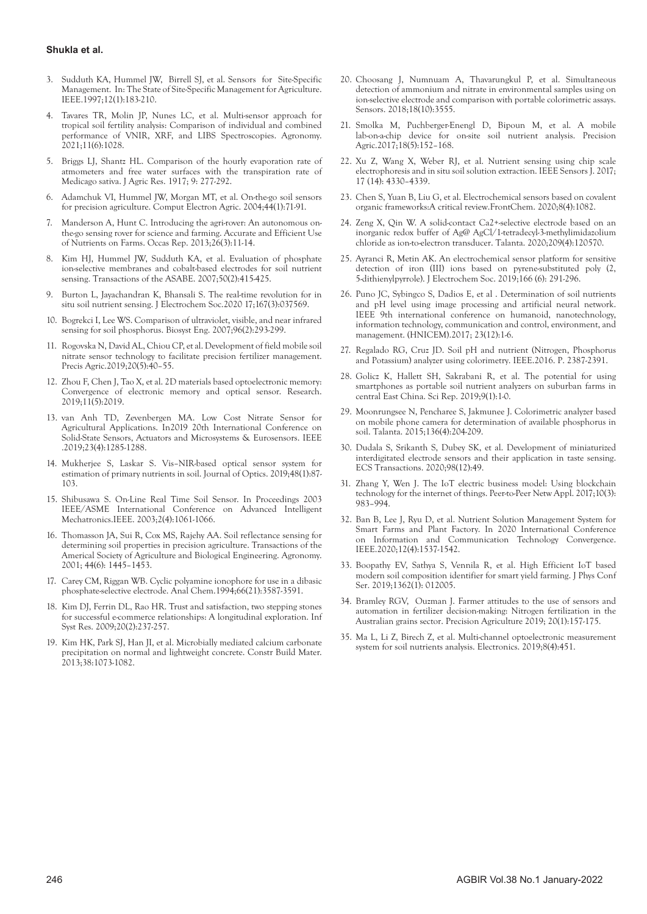3. Sudduth KA, Hummel JW, Birrell SJ, et al. Sensors for Site-Specific Management. In: The State of Site-Specific Management for Agriculture. IEEE.1997;12(1):183-210.

4. Tavares TR, Molin JP, Nunes LC, et al. Multi-sensor approach for tropical soil fertility analysis: Comparison of individual and combined performance of VNIR, XRF, and LIBS Spectroscopies. Agronomy. 2021;11(6):1028.

5. Briggs LJ, Shantz HL. Comparison of the hourly evaporation rate of atmometers and free water surfaces with the transpiration rate of Medicago sativa. J Agric Res. 1917; 9: 277-292.

6. Adamchuk VI, Hummel JW, Morgan MT, et al. On-the-go soil sensors for precision agriculture. Comput Electron Agric. 2004;44(1):71-91.

7. Manderson A, Hunt C. Introducing the agri-rover: An autonomous on-the-go sensing rover for science and farming. Accurate and Efficient Use of Nutrients on Farms. Occas Rep. 2013;26(3):11-14.

8. Kim HJ, Hummel JW, Sudduth KA, et al. Evaluation of phosphate ion-selective membranes and cobalt-based electrodes for soil nutrient sensing. Transactions of the ASABE. 2007;50(2):415-425.

9. Burton L, Jayachandran K, Bhansali S. The real-time revolution for in situ soil nutrient sensing. J Electrochem Soc.2020 17;167(3):037569.

10. Bogrekci I, Lee WS. Comparison of ultraviolet, visible, and near infrared sensing for soil phosphorus. Biosyst Eng. 2007;96(2):293-299.

11. Rogovska N, David AL, Chiou CP, et al. Development of field mobile soil nitrate sensor technology to facilitate precision fertilizer management. Precis Agric.2019;20(5):40–55.

12. Zhou F, Chen J, Tao X, et al. 2D materials based optoelectronic memory: Convergence of electronic memory and optical sensor. Research. 2019;11(5):2019.

13. van Anh TD, Zevenbergen MA. Low Cost Nitrate Sensor for Agricultural Applications. In2019 20th International Conference on Solid-State Sensors, Actuators and Microsystems & Eurosensors. IEEE .2019;23(4):1285-1288.

14. Mukherjee S, Laskar S. Vis–NIR-based optical sensor system for estimation of primary nutrients in soil. Journal of Optics. 2019;48(1):87-103.

15. Shibusawa S. On-Line Real Time Soil Sensor. In Proceedings 2003 IEEE/ASME International Conference on Advanced Intelligent Mechatronics.IEEE. 2003;2(4):1061-1066.

16. Thomasson JA, Sui R, Cox MS, Rajehy AA. Soil reflectance sensing for determining soil properties in precision agriculture. Transactions of the Americal Society of Agriculture and Biological Engineering. Agronomy. 2001; 44(6): 1445–1453.

17. Carey CM, Riggan WB. Cyclic polyamine ionophore for use in a dibasic phosphate-selective electrode. Anal Chem.1994;66(21):3587-3591.

18. Kim DJ, Ferrin DL, Rao HR. Trust and satisfaction, two stepping stones for successful e-commerce relationships: A longitudinal exploration. Inf Syst Res. 2009;20(2):237-257.

19. Kim HK, Park SJ, Han JI, et al. Microbially mediated calcium carbonate precipitation on normal and lightweight concrete. Constr Build Mater. 2013;38:1073-1082.

20. Choosang J, Numnuam A, Thavarungkul P, et al. Simultaneous detection of ammonium and nitrate in environmental samples using on ion-selective electrode and comparison with portable colorimetric assays. Sensors. 2018;18(10):3555.

21. Smolka M, Puchberger-Enengl D, Bipoun M, et al. A mobile lab-on-a-chip device for on-site soil nutrient analysis. Precision Agric.2017;18(5):152–168.

22. Xu Z, Wang X, Weber RJ, et al. Nutrient sensing using chip scale electrophoresis and in situ soil solution extraction. IEEE Sensors J. 2017; 17 (14): 4330–4339.

23. Chen S, Yuan B, Liu G, et al. Electrochemical sensors based on covalent organic frameworks:A critical review.FrontChem. 2020;8(4):1082.

24. Zeng X, Qin W. A solid-contact Ca2+-selective electrode based on an inorganic redox buffer of Ag@ AgCl/1-tetradecyl-3-methylimidazolium chloride as ion-to-electron transducer. Talanta. 2020;209(4):120570.

25. Ayranci R, Metin AK. An electrochemical sensor platform for sensitive detection of iron (III) ions based on pyrene-substituted poly (2, 5-dithienylpyrrole). J Electrochem Soc. 2019;166 (6): 291-296.

26. Puno JC, Sybingco S, Dadios E, et al . Determination of soil nutrients and pH level using image processing and artificial neural network. IEEE 9th international conference on humanoid, nanotechnology, information technology, communication and control, environment, and management. (HNICEM).2017; 23(12):1-6.

27. Regalado RG, Cruz JD. Soil pH and nutrient (Nitrogen, Phosphorus and Potassium) analyzer using colorimetry. IEEE.2016. P. 2387-2391.

28. Golicz K, Hallett SH, Sakrabani R, et al. The potential for using smartphones as portable soil nutrient analyzers on suburban farms in central East China. Sci Rep. 2019;9(1):1-0.

29. Moonrungsee N, Pencharee S, Jakmunee J. Colorimetric analyzer based on mobile phone camera for determination of available phosphorus in soil. Talanta. 2015;136(4):204-209.

30. Dudala S, Srikanth S, Dubey SK, et al. Development of miniaturized interdigitated electrode sensors and their application in taste sensing. ECS Transactions. 2020;98(12):49.

31. Zhang Y, Wen J. The IoT electric business model: Using blockchain technology for the internet of things. Peer-to-Peer Netw Appl. 2017;10(3): 983–994.

32. Ban B, Lee J, Ryu D, et al. Nutrient Solution Management System for Smart Farms and Plant Factory. In 2020 International Conference on Information and Communication Technology Convergence. IEEE.2020;12(4):1537-1542.

33. Boopathy EV, Sathya S, Vennila R, et al. High Efficient IoT based modern soil composition identifier for smart yield farming. J Phys Conf Ser. 2019;1362(1): 012005.

34. Bramley RGV, Ouzman J. Farmer attitudes to the use of sensors and automation in fertilizer decision-making: Nitrogen fertilization in the Australian grains sector. Precision Agriculture 2019; 20(1):157-175.

35. Ma L, Li Z, Birech Z, et al. Multi-channel optoelectronic measurement system for soil nutrients analysis. Electronics. 2019;8(4):451.